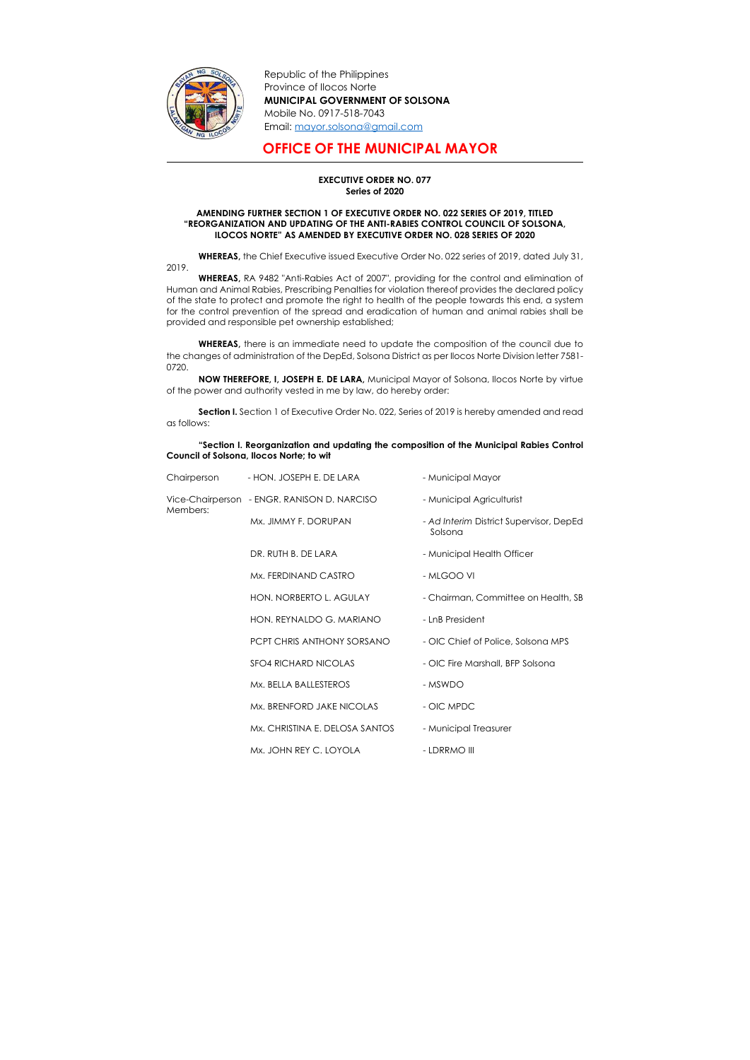Republic of the Philippines
Province of Ilocos Norte
**MUNICIPAL GOVERNMENT OF SOLSONA**
Mobile No. 0917-518-7043
Email: mayor.solsona@gmail.com

# OFFICE OF THE MUNICIPAL MAYOR

**EXECUTIVE ORDER NO. 077**
**Series of 2020**

**AMENDING FURTHER SECTION 1 OF EXECUTIVE ORDER NO. 022 SERIES OF 2019, TITLED "REORGANIZATION AND UPDATING OF THE ANTI-RABIES CONTROL COUNCIL OF SOLSONA, ILOCOS NORTE" AS AMENDED BY EXECUTIVE ORDER NO. 028 SERIES OF 2020**

**WHEREAS,** the Chief Executive issued Executive Order No. 022 series of 2019, dated July 31, 2019.

**WHEREAS,** RA 9482 "Anti-Rabies Act of 2007", providing for the control and elimination of Human and Animal Rabies, Prescribing Penalties for violation thereof provides the declared policy of the state to protect and promote the right to health of the people towards this end, a system for the control prevention of the spread and eradication of human and animal rabies shall be provided and responsible pet ownership established;

**WHEREAS,** there is an immediate need to update the composition of the council due to the changes of administration of the DepEd, Solsona District as per Ilocos Norte Division letter 7581-0720.

**NOW THEREFORE, I, JOSEPH E. DE LARA,** Municipal Mayor of Solsona, Ilocos Norte by virtue of the power and authority vested in me by law, do hereby order:

**Section I.** Section 1 of Executive Order No. 022, Series of 2019 is hereby amended and read as follows:

**"Section I. Reorganization and updating the composition of the Municipal Rabies Control Council of Solsona, Ilocos Norte; to wit**

| | | |
|---|---|---|
| Chairperson | - HON. JOSEPH E. DE LARA | - Municipal Mayor |
| Vice-Chairperson | - ENGR. RANISON D. NARCISO | - Municipal Agriculturist |
| Members: | Mx. JIMMY F. DORUPAN | - *Ad Interim* District Supervisor, DepEd Solsona |
| | DR. RUTH B. DE LARA | - Municipal Health Officer |
| | Mx. FERDINAND CASTRO | - MLGOO VI |
| | HON. NORBERTO L. AGULAY | - Chairman, Committee on Health, SB |
| | HON. REYNALDO G. MARIANO | - LnB President |
| | PCPT CHRIS ANTHONY SORSANO | - OIC Chief of Police, Solsona MPS |
| | SFO4 RICHARD NICOLAS | - OIC Fire Marshall, BFP Solsona |
| | Mx. BELLA BALLESTEROS | - MSWDO |
| | Mx. BRENFORD JAKE NICOLAS | - OIC MPDC |
| | Mx. CHRISTINA E. DELOSA SANTOS | - Municipal Treasurer |
| | Mx. JOHN REY C. LOYOLA | - LDRRMO III |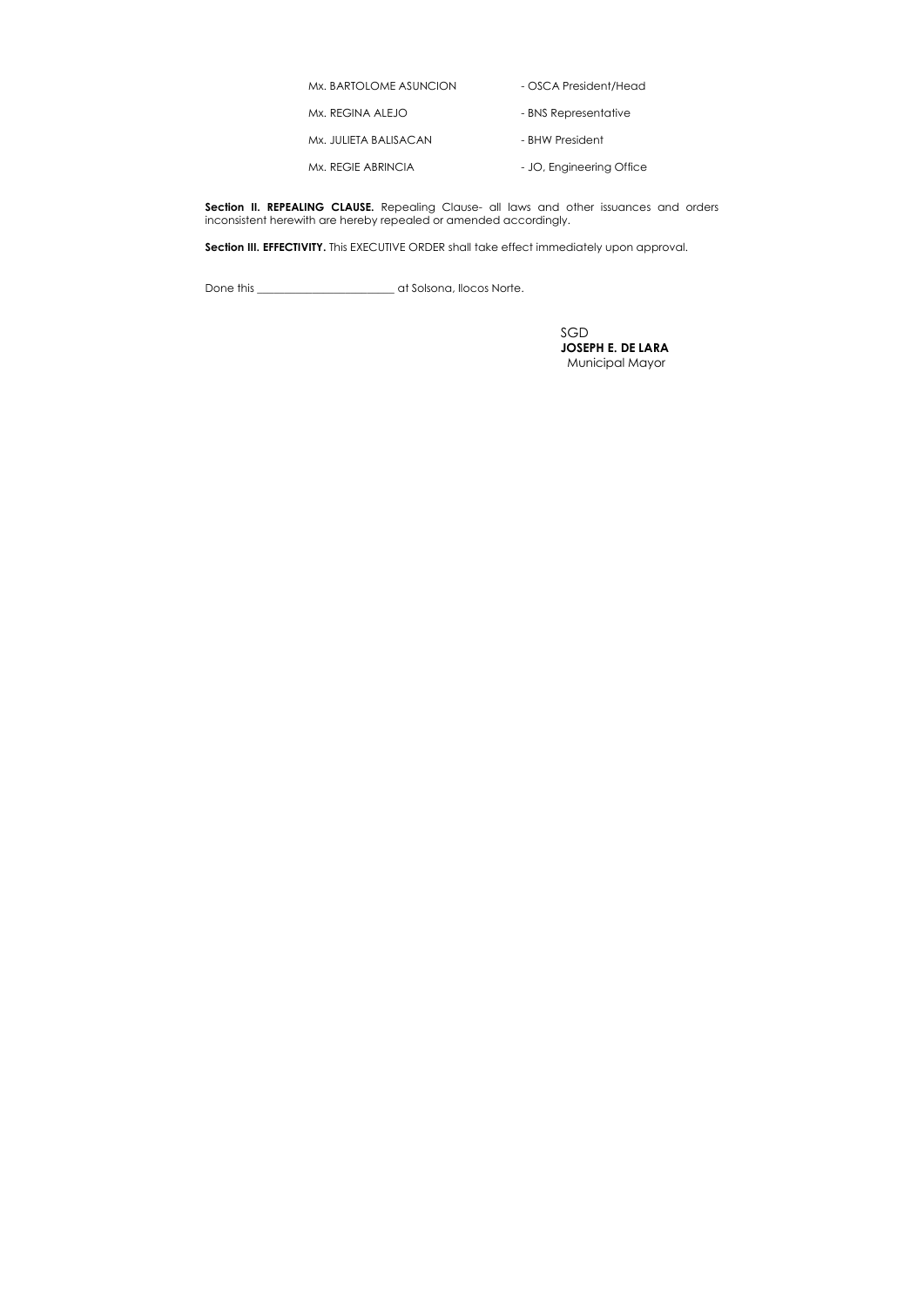| | |
|---|---|
| Mx. BARTOLOME ASUNCION | - OSCA President/Head |
| Mx. REGINA ALEJO | - BNS Representative |
| Mx. JULIETA BALISACAN | - BHW President |
| Mx. REGIE ABRINCIA | - JO, Engineering Office |

**Section II. REPEALING CLAUSE.** Repealing Clause- all laws and other issuances and orders inconsistent herewith are hereby repealed or amended accordingly.

**Section III. EFFECTIVITY.** This EXECUTIVE ORDER shall take effect immediately upon approval.

Done this ________________________ at Solsona, Ilocos Norte.

SGD
**JOSEPH E. DE LARA**
Municipal Mayor